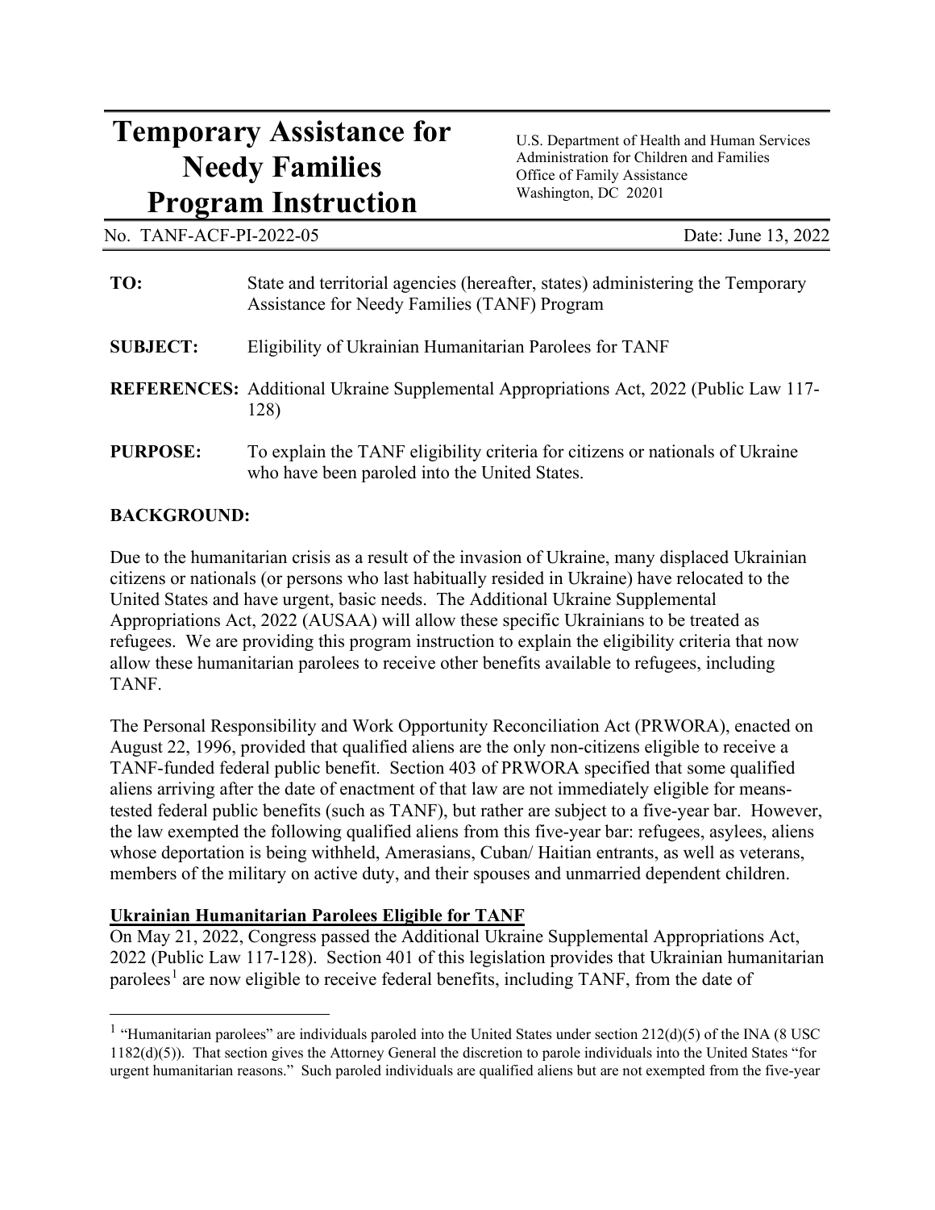# Temporary Assistance for Needy Families Program Instruction

U.S. Department of Health and Human Services
Administration for Children and Families
Office of Family Assistance
Washington, DC 20201

No. TANF-ACF-PI-2022-05 Date: June 13, 2022

**TO:** State and territorial agencies (hereafter, states) administering the Temporary Assistance for Needy Families (TANF) Program

**SUBJECT:** Eligibility of Ukrainian Humanitarian Parolees for TANF

**REFERENCES:** Additional Ukraine Supplemental Appropriations Act, 2022 (Public Law 117-128)

**PURPOSE:** To explain the TANF eligibility criteria for citizens or nationals of Ukraine who have been paroled into the United States.

**BACKGROUND:**

Due to the humanitarian crisis as a result of the invasion of Ukraine, many displaced Ukrainian citizens or nationals (or persons who last habitually resided in Ukraine) have relocated to the United States and have urgent, basic needs. The Additional Ukraine Supplemental Appropriations Act, 2022 (AUSAA) will allow these specific Ukrainians to be treated as refugees. We are providing this program instruction to explain the eligibility criteria that now allow these humanitarian parolees to receive other benefits available to refugees, including TANF.

The Personal Responsibility and Work Opportunity Reconciliation Act (PRWORA), enacted on August 22, 1996, provided that qualified aliens are the only non-citizens eligible to receive a TANF-funded federal public benefit. Section 403 of PRWORA specified that some qualified aliens arriving after the date of enactment of that law are not immediately eligible for means-tested federal public benefits (such as TANF), but rather are subject to a five-year bar. However, the law exempted the following qualified aliens from this five-year bar: refugees, asylees, aliens whose deportation is being withheld, Amerasians, Cuban/ Haitian entrants, as well as veterans, members of the military on active duty, and their spouses and unmarried dependent children.

**Ukrainian Humanitarian Parolees Eligible for TANF**

On May 21, 2022, Congress passed the Additional Ukraine Supplemental Appropriations Act, 2022 (Public Law 117-128). Section 401 of this legislation provides that Ukrainian humanitarian parolees[1] are now eligible to receive federal benefits, including TANF, from the date of

[1] "Humanitarian parolees" are individuals paroled into the United States under section 212(d)(5) of the INA (8 USC 1182(d)(5)). That section gives the Attorney General the discretion to parole individuals into the United States "for urgent humanitarian reasons." Such paroled individuals are qualified aliens but are not exempted from the five-year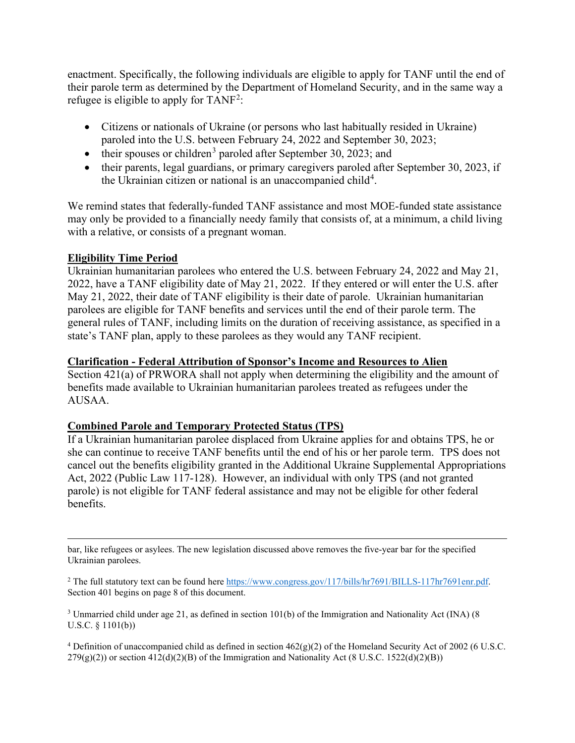enactment. Specifically, the following individuals are eligible to apply for TANF until the end of their parole term as determined by the Department of Homeland Security, and in the same way a refugee is eligible to apply for TANF[2]:

- Citizens or nationals of Ukraine (or persons who last habitually resided in Ukraine) paroled into the U.S. between February 24, 2022 and September 30, 2023;
- their spouses or children[3] paroled after September 30, 2023; and
- their parents, legal guardians, or primary caregivers paroled after September 30, 2023, if the Ukrainian citizen or national is an unaccompanied child[4].

We remind states that federally-funded TANF assistance and most MOE-funded state assistance may only be provided to a financially needy family that consists of, at a minimum, a child living with a relative, or consists of a pregnant woman.

**Eligibility Time Period**

Ukrainian humanitarian parolees who entered the U.S. between February 24, 2022 and May 21, 2022, have a TANF eligibility date of May 21, 2022. If they entered or will enter the U.S. after May 21, 2022, their date of TANF eligibility is their date of parole. Ukrainian humanitarian parolees are eligible for TANF benefits and services until the end of their parole term. The general rules of TANF, including limits on the duration of receiving assistance, as specified in a state's TANF plan, apply to these parolees as they would any TANF recipient.

**Clarification - Federal Attribution of Sponsor's Income and Resources to Alien**

Section 421(a) of PRWORA shall not apply when determining the eligibility and the amount of benefits made available to Ukrainian humanitarian parolees treated as refugees under the AUSAA.

**Combined Parole and Temporary Protected Status (TPS)**

If a Ukrainian humanitarian parolee displaced from Ukraine applies for and obtains TPS, he or she can continue to receive TANF benefits until the end of his or her parole term. TPS does not cancel out the benefits eligibility granted in the Additional Ukraine Supplemental Appropriations Act, 2022 (Public Law 117-128). However, an individual with only TPS (and not granted parole) is not eligible for TANF federal assistance and may not be eligible for other federal benefits.

---

bar, like refugees or asylees. The new legislation discussed above removes the five-year bar for the specified Ukrainian parolees.

[2] The full statutory text can be found here https://www.congress.gov/117/bills/hr7691/BILLS-117hr7691enr.pdf. Section 401 begins on page 8 of this document.

[3] Unmarried child under age 21, as defined in section 101(b) of the Immigration and Nationality Act (INA) (8 U.S.C. § 1101(b))

[4] Definition of unaccompanied child as defined in section 462(g)(2) of the Homeland Security Act of 2002 (6 U.S.C. 279(g)(2)) or section 412(d)(2)(B) of the Immigration and Nationality Act (8 U.S.C. 1522(d)(2)(B))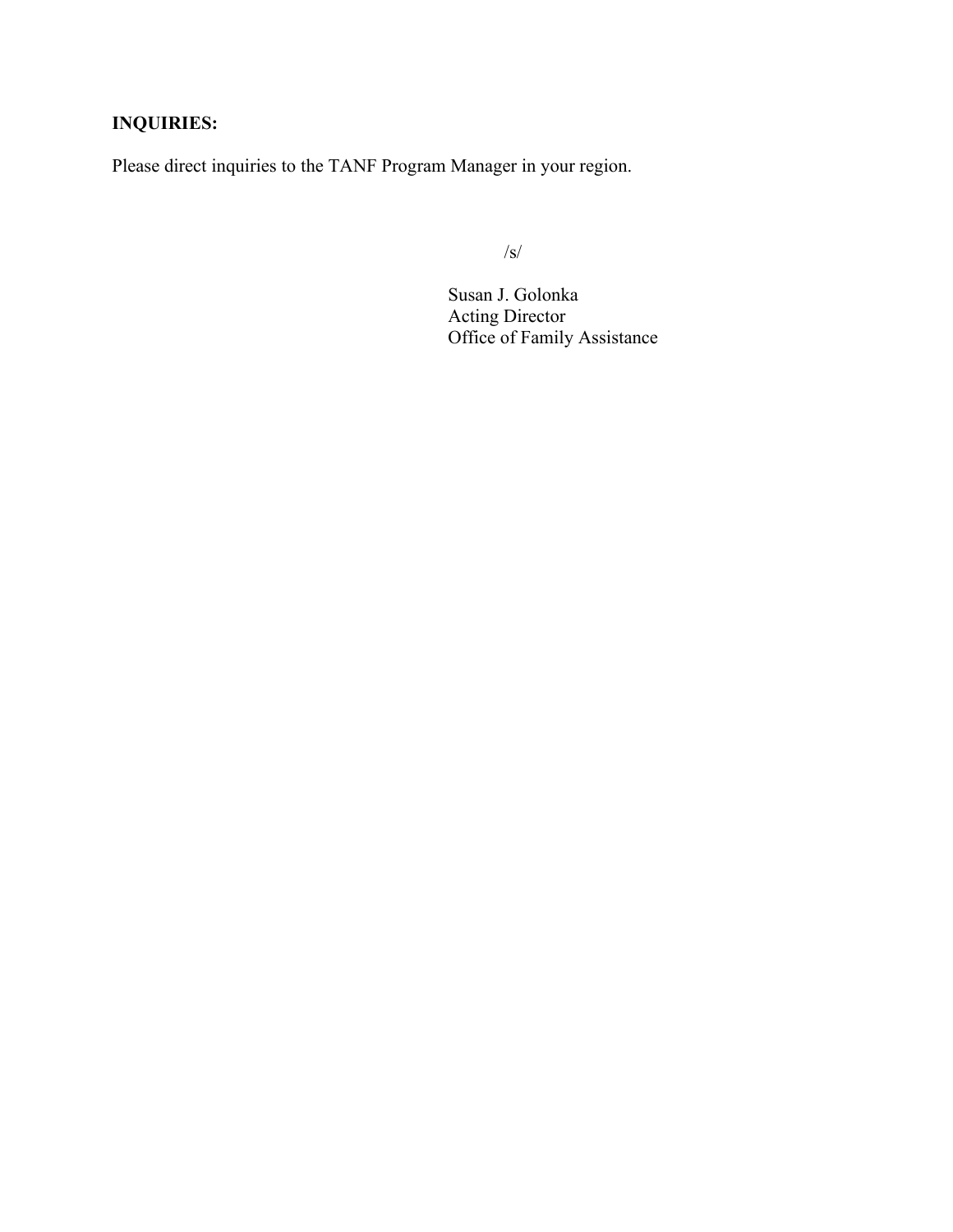**INQUIRIES:**

Please direct inquiries to the TANF Program Manager in your region.

/s/

Susan J. Golonka
Acting Director
Office of Family Assistance